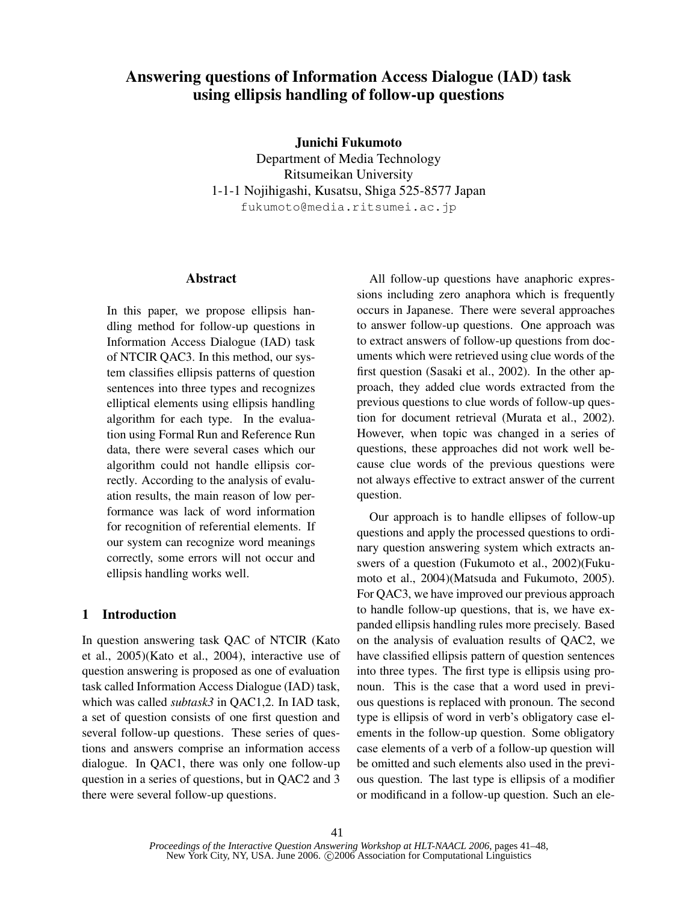# Answering questions of Information Access Dialogue (IAD) task using ellipsis handling of follow-up questions

**Junichi Fukumoto**
Department of Media Technology
Ritsumeikan University
1-1-1 Nojihigashi, Kusatsu, Shiga 525-8577 Japan
fukumoto@media.ritsumei.ac.jp

## Abstract

In this paper, we propose ellipsis handling method for follow-up questions in Information Access Dialogue (IAD) task of NTCIR QAC3. In this method, our system classifies ellipsis patterns of question sentences into three types and recognizes elliptical elements using ellipsis handling algorithm for each type. In the evaluation using Formal Run and Reference Run data, there were several cases which our algorithm could not handle ellipsis correctly. According to the analysis of evaluation results, the main reason of low performance was lack of word information for recognition of referential elements. If our system can recognize word meanings correctly, some errors will not occur and ellipsis handling works well.

## 1 Introduction

In question answering task QAC of NTCIR (Kato et al., 2005)(Kato et al., 2004), interactive use of question answering is proposed as one of evaluation task called Information Access Dialogue (IAD) task, which was called *subtask3* in QAC1,2. In IAD task, a set of question consists of one first question and several follow-up questions. These series of questions and answers comprise an information access dialogue. In QAC1, there was only one follow-up question in a series of questions, but in QAC2 and 3 there were several follow-up questions.

All follow-up questions have anaphoric expressions including zero anaphora which is frequently occurs in Japanese. There were several approaches to answer follow-up questions. One approach was to extract answers of follow-up questions from documents which were retrieved using clue words of the first question (Sasaki et al., 2002). In the other approach, they added clue words extracted from the previous questions to clue words of follow-up question for document retrieval (Murata et al., 2002). However, when topic was changed in a series of questions, these approaches did not work well because clue words of the previous questions were not always effective to extract answer of the current question.

Our approach is to handle ellipses of follow-up questions and apply the processed questions to ordinary question answering system which extracts answers of a question (Fukumoto et al., 2002)(Fukumoto et al., 2004)(Matsuda and Fukumoto, 2005). For QAC3, we have improved our previous approach to handle follow-up questions, that is, we have expanded ellipsis handling rules more precisely. Based on the analysis of evaluation results of QAC2, we have classified ellipsis pattern of question sentences into three types. The first type is ellipsis using pronoun. This is the case that a word used in previous questions is replaced with pronoun. The second type is ellipsis of word in verb's obligatory case elements in the follow-up question. Some obligatory case elements of a verb of a follow-up question will be omitted and such elements also used in the previous question. The last type is ellipsis of a modifier or modificand in a follow-up question. Such an ele-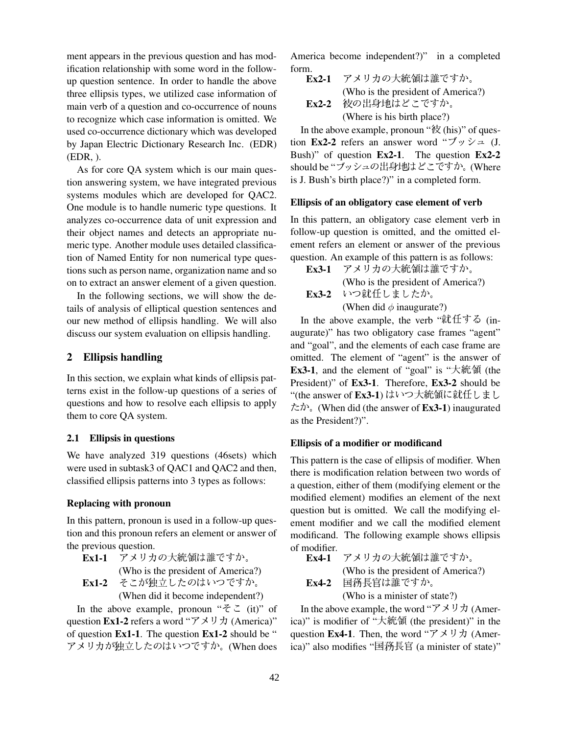ment appears in the previous question and has modification relationship with some word in the follow-up question sentence. In order to handle the above three ellipsis types, we utilized case information of main verb of a question and co-occurrence of nouns to recognize which case information is omitted. We used co-occurrence dictionary which was developed by Japan Electric Dictionary Research Inc. (EDR) (EDR, ).

As for core QA system which is our main question answering system, we have integrated previous systems modules which are developed for QAC2. One module is to handle numeric type questions. It analyzes co-occurrence data of unit expression and their object names and detects an appropriate numeric type. Another module uses detailed classification of Named Entity for non numerical type questions such as person name, organization name and so on to extract an answer element of a given question.

In the following sections, we will show the details of analysis of elliptical question sentences and our new method of ellipsis handling. We will also discuss our system evaluation on ellipsis handling.

## 2 Ellipsis handling

In this section, we explain what kinds of ellipsis patterns exist in the follow-up questions of a series of questions and how to resolve each ellipsis to apply them to core QA system.

### 2.1 Ellipsis in questions

We have analyzed 319 questions (46sets) which were used in subtask3 of QAC1 and QAC2 and then, classified ellipsis patterns into 3 types as follows:

**Replacing with pronoun**

In this pattern, pronoun is used in a follow-up question and this pronoun refers an element or answer of the previous question.

**Ex1-1** アメリカの大統領は誰ですか。
(Who is the president of America?)

**Ex1-2** そこが独立したのはいつですか。
(When did it become independent?)

In the above example, pronoun "そこ (it)" of question **Ex1-2** refers a word "アメリカ (America)" of question **Ex1-1**. The question **Ex1-2** should be "アメリカが独立したのはいつですか。(When does America become independent?)" in a completed form.

**Ex2-1** アメリカの大統領は誰ですか。
(Who is the president of America?)

**Ex2-2** 彼の出身地はどこですか。
(Where is his birth place?)

In the above example, pronoun "彼 (his)" of question **Ex2-2** refers an answer word "ブッシュ (J. Bush)" of question **Ex2-1**. The question **Ex2-2** should be "ブッシュの出身地はどこですか。(Where is J. Bush's birth place?)" in a completed form.

**Ellipsis of an obligatory case element of verb**

In this pattern, an obligatory case element verb in follow-up question is omitted, and the omitted element refers an element or answer of the previous question. An example of this pattern is as follows:

**Ex3-1** アメリカの大統領は誰ですか。
(Who is the president of America?)

**Ex3-2** いつ就任しましたか。
(When did $\phi$ inaugurate?)

In the above example, the verb "就任する (inaugurate)" has two obligatory case frames "agent" and "goal", and the elements of each case frame are omitted. The element of "agent" is the answer of **Ex3-1**, and the element of "goal" is "大統領 (the President)" of **Ex3-1**. Therefore, **Ex3-2** should be "(the answer of **Ex3-1**) はいつ大統領に就任しましたか。(When did (the answer of **Ex3-1**) inaugurated as the President?)".

**Ellipsis of a modifier or modificand**

This pattern is the case of ellipsis of modifier. When there is modification relation between two words of a question, either of them (modifying element or the modified element) modifies an element of the next question but is omitted. We call the modifying element modifier and we call the modified element modificand. The following example shows ellipsis of modifier.

**Ex4-1** アメリカの大統領は誰ですか。
(Who is the president of America?)

**Ex4-2** 国務長官は誰ですか。
(Who is a minister of state?)

In the above example, the word "アメリカ (America)" is modifier of "大統領 (the president)" in the question **Ex4-1**. Then, the word "アメリカ (America)" also modifies "国務長官 (a minister of state)"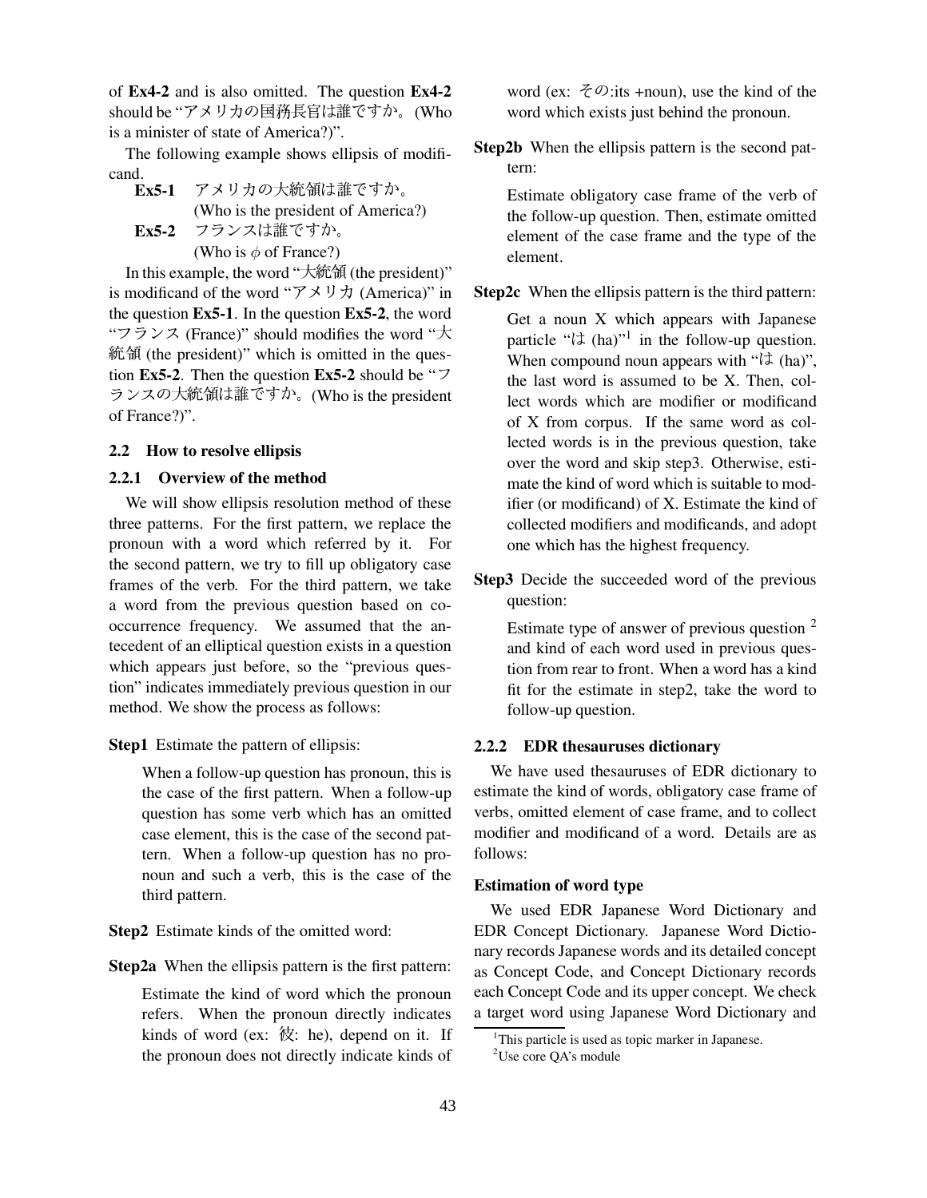of **Ex4-2** and is also omitted. The question **Ex4-2** should be "アメリカの国務長官は誰ですか。(Who is a minister of state of America?)".

The following example shows ellipsis of modificand.

**Ex5-1** アメリカの大統領は誰ですか。
(Who is the president of America?)

**Ex5-2** フランスは誰ですか。
(Who is $\phi$ of France?)

In this example, the word "大統領 (the president)" is modificand of the word "アメリカ (America)" in the question **Ex5-1**. In the question **Ex5-2**, the word "フランス (France)" should modifies the word "大統領 (the president)" which is omitted in the question **Ex5-2**. Then the question **Ex5-2** should be "フランスの大統領は誰ですか。(Who is the president of France?)".

### 2.2 How to resolve ellipsis

#### 2.2.1 Overview of the method

We will show ellipsis resolution method of these three patterns. For the first pattern, we replace the pronoun with a word which referred by it. For the second pattern, we try to fill up obligatory case frames of the verb. For the third pattern, we take a word from the previous question based on co-occurrence frequency. We assumed that the antecedent of an elliptical question exists in a question which appears just before, so the "previous question" indicates immediately previous question in our method. We show the process as follows:

**Step1** Estimate the pattern of ellipsis:

When a follow-up question has pronoun, this is the case of the first pattern. When a follow-up question has some verb which has an omitted case element, this is the case of the second pattern. When a follow-up question has no pronoun and such a verb, this is the case of the third pattern.

**Step2** Estimate kinds of the omitted word:

**Step2a** When the ellipsis pattern is the first pattern:

Estimate the kind of word which the pronoun refers. When the pronoun directly indicates kinds of word (ex: 彼: he), depend on it. If the pronoun does not directly indicate kinds of word (ex: その:its +noun), use the kind of the word which exists just behind the pronoun.

**Step2b** When the ellipsis pattern is the second pattern:

Estimate obligatory case frame of the verb of the follow-up question. Then, estimate omitted element of the case frame and the type of the element.

**Step2c** When the ellipsis pattern is the third pattern:

Get a noun X which appears with Japanese particle "は (ha)"[1] in the follow-up question. When compound noun appears with "は (ha)", the last word is assumed to be X. Then, collect words which are modifier or modificand of X from corpus. If the same word as collected words is in the previous question, take over the word and skip step3. Otherwise, estimate the kind of word which is suitable to modifier (or modificand) of X. Estimate the kind of collected modifiers and modificands, and adopt one which has the highest frequency.

**Step3** Decide the succeeded word of the previous question:

Estimate type of answer of previous question [2] and kind of each word used in previous question from rear to front. When a word has a kind fit for the estimate in step2, take the word to follow-up question.

#### 2.2.2 EDR thesauruses dictionary

We have used thesauruses of EDR dictionary to estimate the kind of words, obligatory case frame of verbs, omitted element of case frame, and to collect modifier and modificand of a word. Details are as follows:

**Estimation of word type**

We used EDR Japanese Word Dictionary and EDR Concept Dictionary. Japanese Word Dictionary records Japanese words and its detailed concept as Concept Code, and Concept Dictionary records each Concept Code and its upper concept. We check a target word using Japanese Word Dictionary and

[1] This particle is used as topic marker in Japanese.

[2] Use core QA's module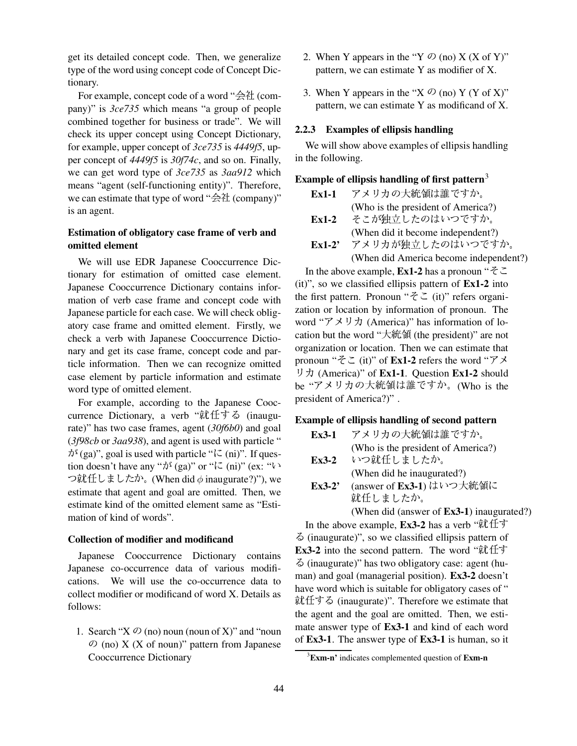get its detailed concept code. Then, we generalize type of the word using concept code of Concept Dictionary.

For example, concept code of a word "会社 (company)" is *3ce735* which means "a group of people combined together for business or trade". We will check its upper concept using Concept Dictionary, for example, upper concept of *3ce735* is *4449f5*, upper concept of *4449f5* is *30f74c*, and so on. Finally, we can get word type of *3ce735* as *3aa912* which means "agent (self-functioning entity)". Therefore, we can estimate that type of word "会社 (company)" is an agent.

**Estimation of obligatory case frame of verb and omitted element**

We will use EDR Japanese Cooccurrence Dictionary for estimation of omitted case element. Japanese Cooccurrence Dictionary contains information of verb case frame and concept code with Japanese particle for each case. We will check obligatory case frame and omitted element. Firstly, we check a verb with Japanese Cooccurrence Dictionary and get its case frame, concept code and particle information. Then we can recognize omitted case element by particle information and estimate word type of omitted element.

For example, according to the Japanese Cooccurrence Dictionary, a verb "就任する (inaugurate)" has two case frames, agent (*30f6b0*) and goal (*3f98cb* or *3aa938*), and agent is used with particle "が (ga)", goal is used with particle "に (ni)". If question doesn't have any "が (ga)" or "に (ni)" (ex: "いつ就任しましたか。(When did $\phi$ inaugurate?)"), we estimate that agent and goal are omitted. Then, we estimate kind of the omitted element same as "Estimation of kind of words".

**Collection of modifier and modificand**

Japanese Cooccurrence Dictionary contains Japanese co-occurrence data of various modifications. We will use the co-occurrence data to collect modifier or modificand of word X. Details as follows:

1. Search "X の (no) noun (noun of X)" and "noun の (no) X (X of noun)" pattern from Japanese Cooccurrence Dictionary
2. When Y appears in the "Y の (no) X (X of Y)" pattern, we can estimate Y as modifier of X.
3. When Y appears in the "X の (no) Y (Y of X)" pattern, we can estimate Y as modificand of X.

### 2.2.3 Examples of ellipsis handling

We will show above examples of ellipsis handling in the following.

**Example of ellipsis handling of first pattern**[3]

**Ex1-1** アメリカの大統領は誰ですか。
(Who is the president of America?)

**Ex1-2** そこが独立したのはいつですか。
(When did it become independent?)

**Ex1-2'** アメリカが独立したのはいつですか。
(When did America become independent?)

In the above example, **Ex1-2** has a pronoun "そこ (it)", so we classified ellipsis pattern of **Ex1-2** into the first pattern. Pronoun "そこ (it)" refers organization or location by information of pronoun. The word "アメリカ (America)" has information of location but the word "大統領 (the president)" are not organization or location. Then we can estimate that pronoun "そこ (it)" of **Ex1-2** refers the word "アメリカ (America)" of **Ex1-1**. Question **Ex1-2** should be "アメリカの大統領は誰ですか。(Who is the president of America?)" .

**Example of ellipsis handling of second pattern**

**Ex3-1** アメリカの大統領は誰ですか。
(Who is the president of America?)

**Ex3-2** いつ就任しましたか。
(When did he inaugurated?)

**Ex3-2'** (answer of **Ex3-1**) はいつ大統領に就任しましたか。
(When did (answer of **Ex3-1**) inaugurated?)

In the above example, **Ex3-2** has a verb "就任する (inaugurate)", so we classified ellipsis pattern of **Ex3-2** into the second pattern. The word "就任する (inaugurate)" has two obligatory case: agent (human) and goal (managerial position). **Ex3-2** doesn't have word which is suitable for obligatory cases of "就任する (inaugurate)". Therefore we estimate that the agent and the goal are omitted. Then, we estimate answer type of **Ex3-1** and kind of each word of **Ex3-1**. The answer type of **Ex3-1** is human, so it

[3] **Exm-n'** indicates complemented question of **Exm-n**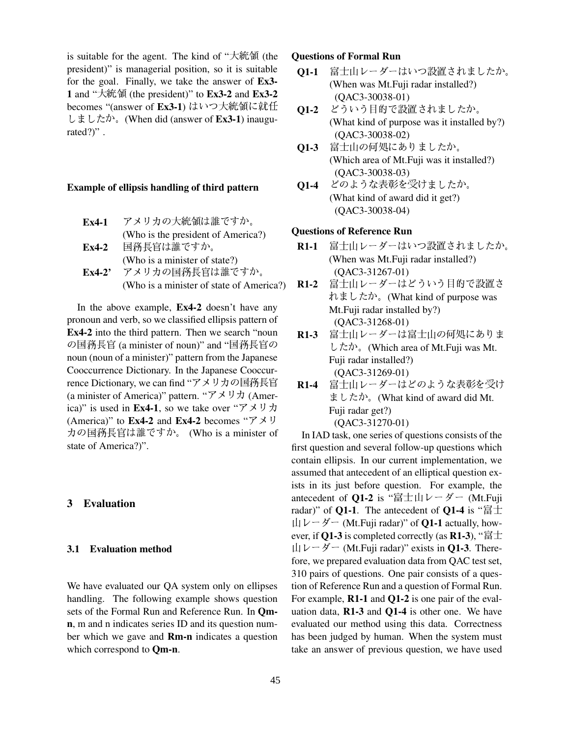is suitable for the agent. The kind of "大統領 (the president)" is managerial position, so it is suitable for the goal. Finally, we take the answer of **Ex3-1** and "大統領 (the president)" to **Ex3-2** and **Ex3-2** becomes "(answer of **Ex3-1**) はいつ大統領に就任しましたか。(When did (answer of **Ex3-1**) inaugurated?)" .

**Example of ellipsis handling of third pattern**

**Ex4-1** アメリカの大統領は誰ですか。
(Who is the president of America?)

**Ex4-2** 国務長官は誰ですか。
(Who is a minister of state?)

**Ex4-2'** アメリカの国務長官は誰ですか。
(Who is a minister of state of America?)

In the above example, **Ex4-2** doesn't have any pronoun and verb, so we classified ellipsis pattern of **Ex4-2** into the third pattern. Then we search "noun の国務長官 (a minister of noun)" and "国務長官の noun (noun of a minister)" pattern from the Japanese Cooccurrence Dictionary. In the Japanese Cooccurrence Dictionary, we can find "アメリカの国務長官 (a minister of America)" pattern. "アメリカ (America)" is used in **Ex4-1**, so we take over "アメリカ (America)" to **Ex4-2** and **Ex4-2** becomes "アメリカの国務長官は誰ですか。 (Who is a minister of state of America?)".

## 3 Evaluation

### 3.1 Evaluation method

We have evaluated our QA system only on ellipses handling. The following example shows question sets of the Formal Run and Reference Run. In **Qm-n**, m and n indicates series ID and its question number which we gave and **Rm-n** indicates a question which correspond to **Qm-n**.

**Questions of Formal Run**

**Q1-1** 富士山レーダーはいつ設置されましたか。
(When was Mt.Fuji radar installed?)
(QAC3-30038-01)

**Q1-2** どういう目的で設置されましたか。
(What kind of purpose was it installed by?)
(QAC3-30038-02)

**Q1-3** 富士山の何処にありましたか。
(Which area of Mt.Fuji was it installed?)
(QAC3-30038-03)

**Q1-4** どのような表彰を受けましたか。
(What kind of award did it get?)
(QAC3-30038-04)

**Questions of Reference Run**

**R1-1** 富士山レーダーはいつ設置されましたか。
(When was Mt.Fuji radar installed?)
(QAC3-31267-01)

**R1-2** 富士山レーダーはどういう目的で設置されましたか。(What kind of purpose was Mt.Fuji radar installed by?)
(QAC3-31268-01)

**R1-3** 富士山レーダーは富士山の何処にありましたか。(Which area of Mt.Fuji was Mt. Fuji radar installed?)
(QAC3-31269-01)

**R1-4** 富士山レーダーはどのような表彰を受けましたか。(What kind of award did Mt. Fuji radar get?)
(QAC3-31270-01)

In IAD task, one series of questions consists of the first question and several follow-up questions which contain ellipsis. In our current implementation, we assumed that antecedent of an elliptical question exists in its just before question. For example, the antecedent of **Q1-2** is "富士山レーダー (Mt.Fuji radar)" of **Q1-1**. The antecedent of **Q1-4** is "富士山レーダー (Mt.Fuji radar)" of **Q1-1** actually, however, if **Q1-3** is completed correctly (as **R1-3**), "富士山レーダー (Mt.Fuji radar)" exists in **Q1-3**. Therefore, we prepared evaluation data from QAC test set, 310 pairs of questions. One pair consists of a question of Reference Run and a question of Formal Run. For example, **R1-1** and **Q1-2** is one pair of the evaluation data, **R1-3** and **Q1-4** is other one. We have evaluated our method using this data. Correctness has been judged by human. When the system must take an answer of previous question, we have used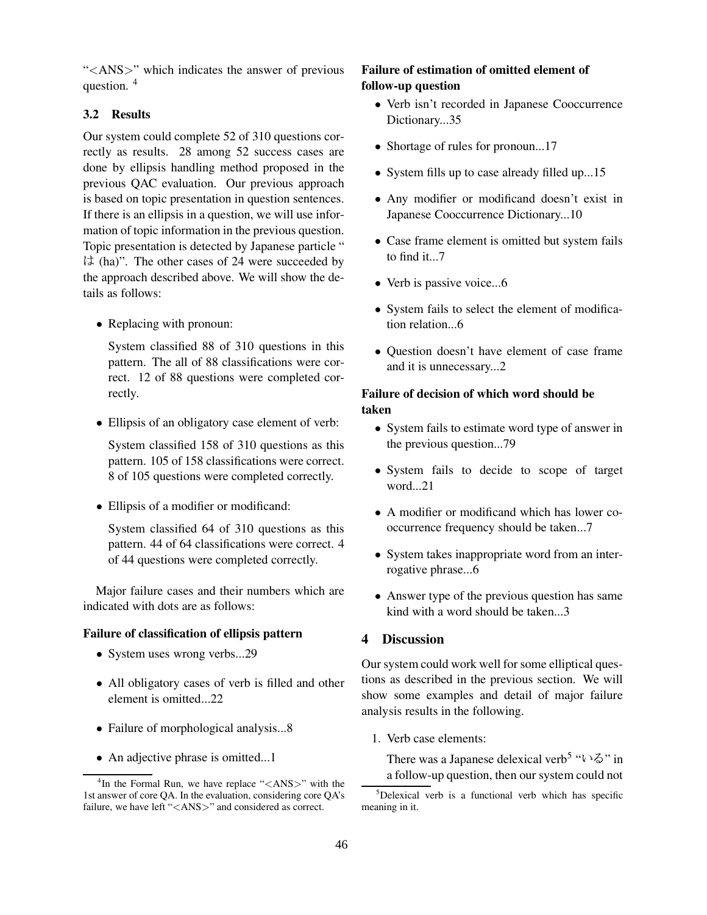"<ANS>" which indicates the answer of previous question. [4]

### 3.2 Results

Our system could complete 52 of 310 questions correctly as results. 28 among 52 success cases are done by ellipsis handling method proposed in the previous QAC evaluation. Our previous approach is based on topic presentation in question sentences. If there is an ellipsis in a question, we will use information of topic information in the previous question. Topic presentation is detected by Japanese particle "は (ha)". The other cases of 24 were succeeded by the approach described above. We will show the details as follows:

- Replacing with pronoun:

  System classified 88 of 310 questions in this pattern. The all of 88 classifications were correct. 12 of 88 questions were completed correctly.

- Ellipsis of an obligatory case element of verb:

  System classified 158 of 310 questions as this pattern. 105 of 158 classifications were correct. 8 of 105 questions were completed correctly.

- Ellipsis of a modifier or modificand:

  System classified 64 of 310 questions as this pattern. 44 of 64 classifications were correct. 4 of 44 questions were completed correctly.

Major failure cases and their numbers which are indicated with dots are as follows:

**Failure of classification of ellipsis pattern**

- System uses wrong verbs...29
- All obligatory cases of verb is filled and other element is omitted...22
- Failure of morphological analysis...8
- An adjective phrase is omitted...1

**Failure of estimation of omitted element of follow-up question**

- Verb isn't recorded in Japanese Cooccurrence Dictionary...35
- Shortage of rules for pronoun...17
- System fills up to case already filled up...15
- Any modifier or modificand doesn't exist in Japanese Cooccurrence Dictionary...10
- Case frame element is omitted but system fails to find it...7
- Verb is passive voice...6
- System fails to select the element of modification relation...6
- Question doesn't have element of case frame and it is unnecessary...2

**Failure of decision of which word should be taken**

- System fails to estimate word type of answer in the previous question...79
- System fails to decide to scope of target word...21
- A modifier or modificand which has lower co-occurrence frequency should be taken...7
- System takes inappropriate word from an interrogative phrase...6
- Answer type of the previous question has same kind with a word should be taken...3

## 4 Discussion

Our system could work well for some elliptical questions as described in the previous section. We will show some examples and detail of major failure analysis results in the following.

1. Verb case elements:

   There was a Japanese delexical verb[5] "いる" in a follow-up question, then our system could not

[4] In the Formal Run, we have replace "<ANS>" with the 1st answer of core QA. In the evaluation, considering core QA's failure, we have left "<ANS>" and considered as correct.

[5] Delexical verb is a functional verb which has specific meaning in it.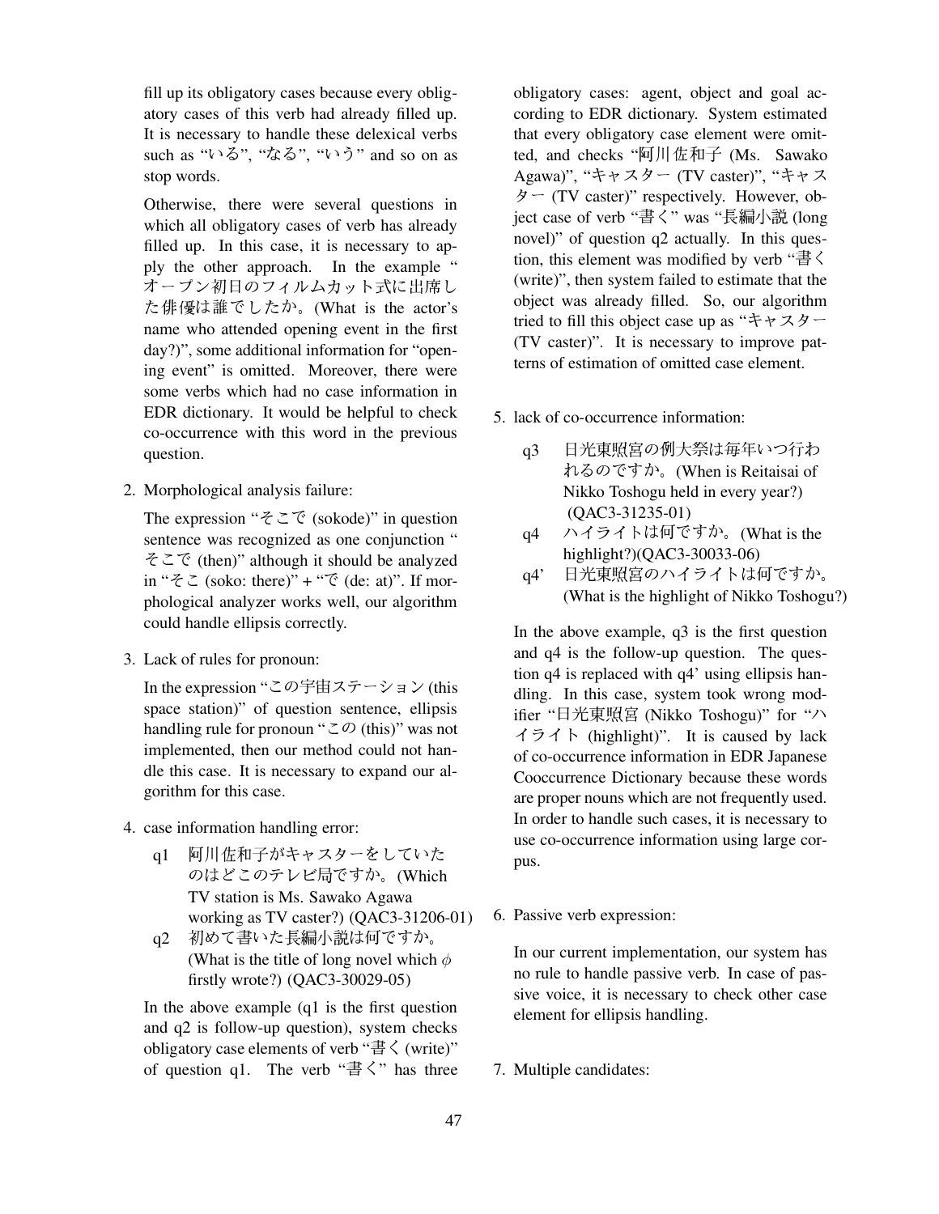fill up its obligatory cases because every obligatory cases of this verb had already filled up. It is necessary to handle these delexical verbs such as "いる", "なる", "いう" and so on as stop words.

Otherwise, there were several questions in which all obligatory cases of verb has already filled up. In this case, it is necessary to apply the other approach. In the example "オープン初日のフィルムカット式に出席した俳優は誰でしたか。(What is the actor's name who attended opening event in the first day?)", some additional information for "opening event" is omitted. Moreover, there were some verbs which had no case information in EDR dictionary. It would be helpful to check co-occurrence with this word in the previous question.

2. Morphological analysis failure:

   The expression "そこで (sokode)" in question sentence was recognized as one conjunction "そこで (then)" although it should be analyzed in "そこ (soko: there)" + "で (de: at)". If morphological analyzer works well, our algorithm could handle ellipsis correctly.

3. Lack of rules for pronoun:

   In the expression "この宇宙ステーション (this space station)" of question sentence, ellipsis handling rule for pronoun "この (this)" was not implemented, then our method could not handle this case. It is necessary to expand our algorithm for this case.

4. case information handling error:

   q1 阿川佐和子がキャスターをしていたのはどこのテレビ局ですか。(Which TV station is Ms. Sawako Agawa working as TV caster?) (QAC3-31206-01)

   q2 初めて書いた長編小説は何ですか。(What is the title of long novel which $\phi$ firstly wrote?) (QAC3-30029-05)

   In the above example (q1 is the first question and q2 is follow-up question), system checks obligatory case elements of verb "書く (write)" of question q1. The verb "書く" has three obligatory cases: agent, object and goal according to EDR dictionary. System estimated that every obligatory case element were omitted, and checks "阿川佐和子 (Ms. Sawako Agawa)", "キャスター (TV caster)", "キャスター (TV caster)" respectively. However, object case of verb "書く" was "長編小説 (long novel)" of question q2 actually. In this question, this element was modified by verb "書く (write)", then system failed to estimate that the object was already filled. So, our algorithm tried to fill this object case up as "キャスター (TV caster)". It is necessary to improve patterns of estimation of omitted case element.

5. lack of co-occurrence information:

   q3 日光東照宮の例大祭は毎年いつ行われるのですか。(When is Reitaisai of Nikko Toshogu held in every year?) (QAC3-31235-01)

   q4 ハイライトは何ですか。(What is the highlight?)(QAC3-30033-06)

   q4' 日光東照宮のハイライトは何ですか。(What is the highlight of Nikko Toshogu?)

   In the above example, q3 is the first question and q4 is the follow-up question. The question q4 is replaced with q4' using ellipsis handling. In this case, system took wrong modifier "日光東照宮 (Nikko Toshogu)" for "ハイライト (highlight)". It is caused by lack of co-occurrence information in EDR Japanese Cooccurrence Dictionary because these words are proper nouns which are not frequently used. In order to handle such cases, it is necessary to use co-occurrence information using large corpus.

6. Passive verb expression:

   In our current implementation, our system has no rule to handle passive verb. In case of passive voice, it is necessary to check other case element for ellipsis handling.

7. Multiple candidates: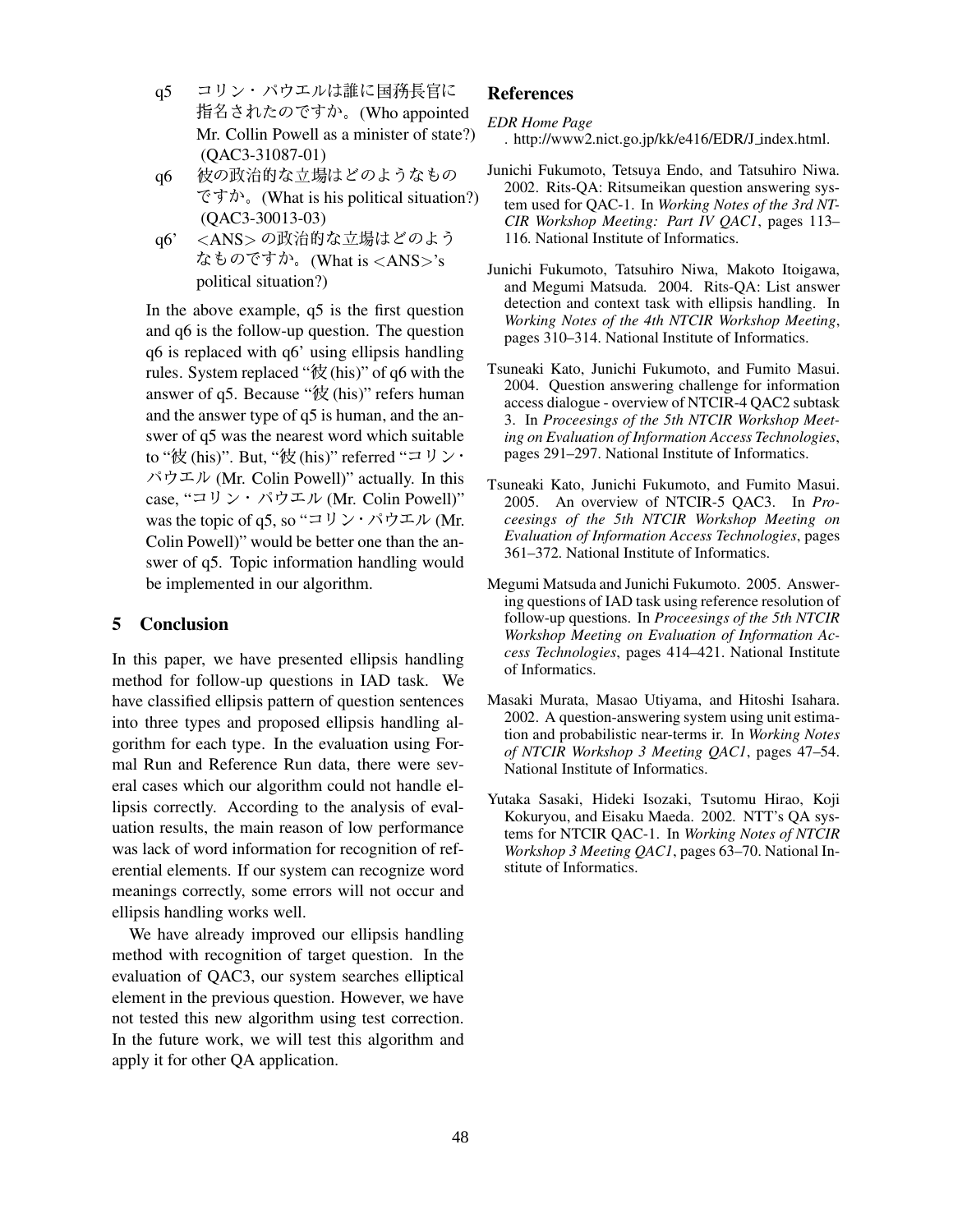q5 コリン・パウエルは誰に国務長官に指名されたのですか。(Who appointed Mr. Collin Powell as a minister of state?) (QAC3-31087-01)

q6 彼の政治的な立場はどのようなものですか。(What is his political situation?) (QAC3-30013-03)

q6' <ANS> の政治的な立場はどのようなものですか。(What is <ANS>'s political situation?)

In the above example, q5 is the first question and q6 is the follow-up question. The question q6 is replaced with q6' using ellipsis handling rules. System replaced "彼 (his)" of q6 with the answer of q5. Because "彼 (his)" refers human and the answer type of q5 is human, and the answer of q5 was the nearest word which suitable to "彼 (his)". But, "彼 (his)" referred "コリン・パウエル (Mr. Colin Powell)" actually. In this case, "コリン・パウエル (Mr. Colin Powell)" was the topic of q5, so "コリン・パウエル (Mr. Colin Powell)" would be better one than the answer of q5. Topic information handling would be implemented in our algorithm.

## 5 Conclusion

In this paper, we have presented ellipsis handling method for follow-up questions in IAD task. We have classified ellipsis pattern of question sentences into three types and proposed ellipsis handling algorithm for each type. In the evaluation using Formal Run and Reference Run data, there were several cases which our algorithm could not handle ellipsis correctly. According to the analysis of evaluation results, the main reason of low performance was lack of word information for recognition of referential elements. If our system can recognize word meanings correctly, some errors will not occur and ellipsis handling works well.

We have already improved our ellipsis handling method with recognition of target question. In the evaluation of QAC3, our system searches elliptical element in the previous question. However, we have not tested this new algorithm using test correction. In the future work, we will test this algorithm and apply it for other QA application.

## References

*EDR Home Page*. http://www2.nict.go.jp/kk/e416/EDR/J_index.html.

Junichi Fukumoto, Tetsuya Endo, and Tatsuhiro Niwa. 2002. Rits-QA: Ritsumeikan question answering system used for QAC-1. In *Working Notes of the 3rd NTCIR Workshop Meeting: Part IV QAC1*, pages 113–116. National Institute of Informatics.

Junichi Fukumoto, Tatsuhiro Niwa, Makoto Itoigawa, and Megumi Matsuda. 2004. Rits-QA: List answer detection and context task with ellipsis handling. In *Working Notes of the 4th NTCIR Workshop Meeting*, pages 310–314. National Institute of Informatics.

Tsuneaki Kato, Junichi Fukumoto, and Fumito Masui. 2004. Question answering challenge for information access dialogue - overview of NTCIR-4 QAC2 subtask 3. In *Proceesings of the 5th NTCIR Workshop Meeting on Evaluation of Information Access Technologies*, pages 291–297. National Institute of Informatics.

Tsuneaki Kato, Junichi Fukumoto, and Fumito Masui. 2005. An overview of NTCIR-5 QAC3. In *Proceesings of the 5th NTCIR Workshop Meeting on Evaluation of Information Access Technologies*, pages 361–372. National Institute of Informatics.

Megumi Matsuda and Junichi Fukumoto. 2005. Answering questions of IAD task using reference resolution of follow-up questions. In *Proceesings of the 5th NTCIR Workshop Meeting on Evaluation of Information Access Technologies*, pages 414–421. National Institute of Informatics.

Masaki Murata, Masao Utiyama, and Hitoshi Isahara. 2002. A question-answering system using unit estimation and probabilistic near-terms ir. In *Working Notes of NTCIR Workshop 3 Meeting QAC1*, pages 47–54. National Institute of Informatics.

Yutaka Sasaki, Hideki Isozaki, Tsutomu Hirao, Koji Kokuryou, and Eisaku Maeda. 2002. NTT's QA systems for NTCIR QAC-1. In *Working Notes of NTCIR Workshop 3 Meeting QAC1*, pages 63–70. National Institute of Informatics.